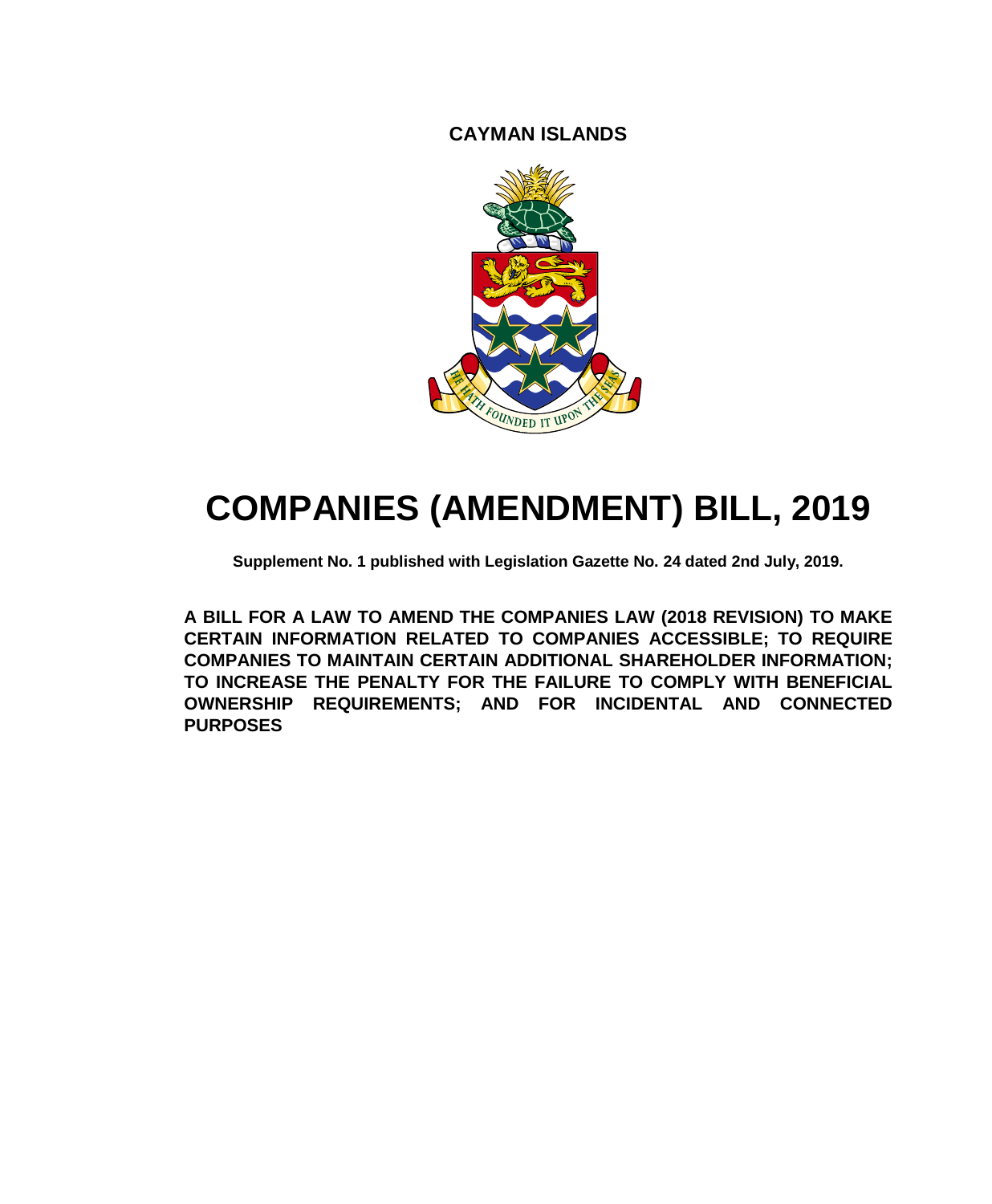**CAYMAN ISLANDS**

# COMPANIES (AMENDMENT) BILL, 2019

**Supplement No. 1 published with Legislation Gazette No. 24 dated 2nd July, 2019.**

**A BILL FOR A LAW TO AMEND THE COMPANIES LAW (2018 REVISION) TO MAKE CERTAIN INFORMATION RELATED TO COMPANIES ACCESSIBLE; TO REQUIRE COMPANIES TO MAINTAIN CERTAIN ADDITIONAL SHAREHOLDER INFORMATION; TO INCREASE THE PENALTY FOR THE FAILURE TO COMPLY WITH BENEFICIAL OWNERSHIP REQUIREMENTS; AND FOR INCIDENTAL AND CONNECTED PURPOSES**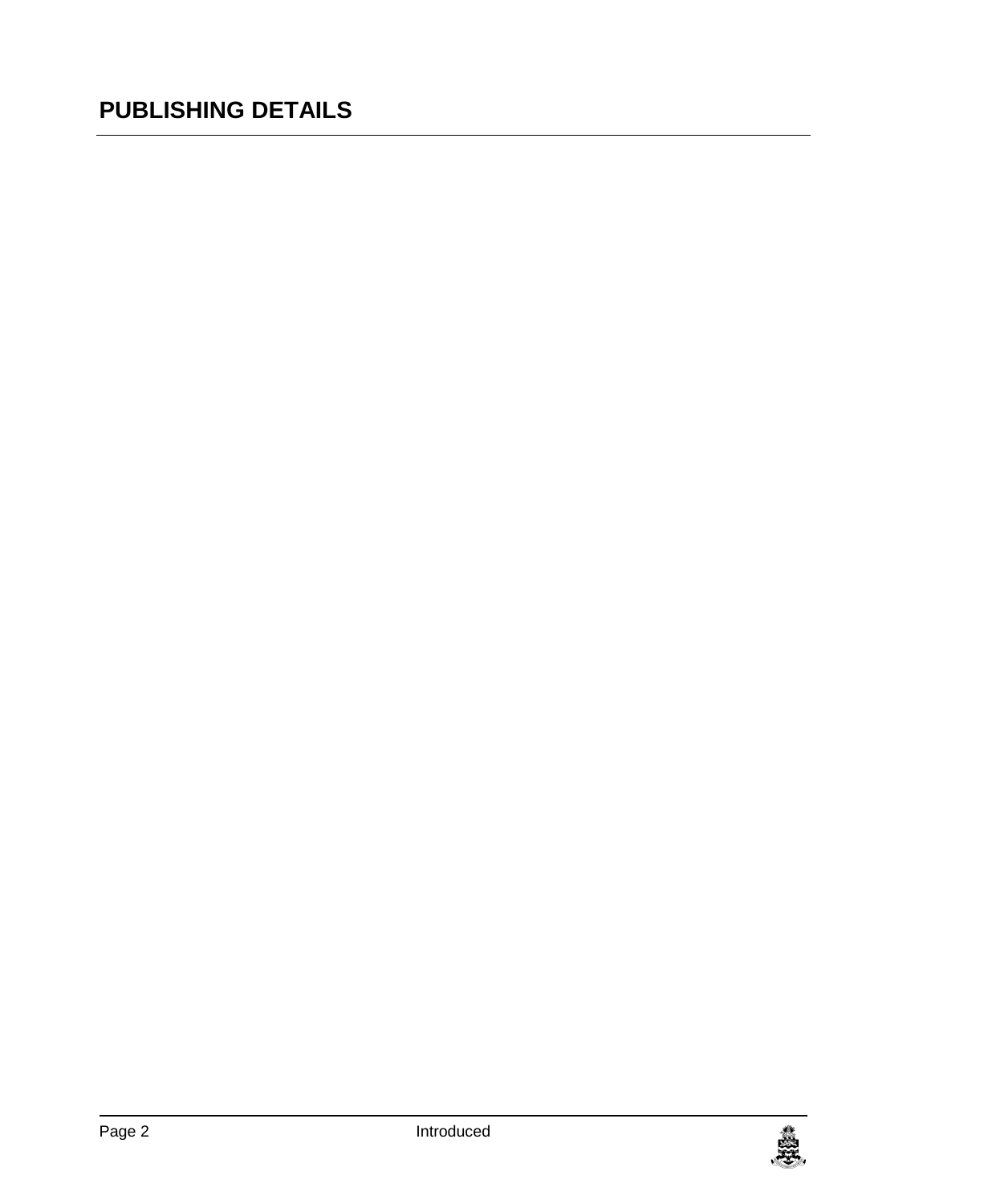# PUBLISHING DETAILS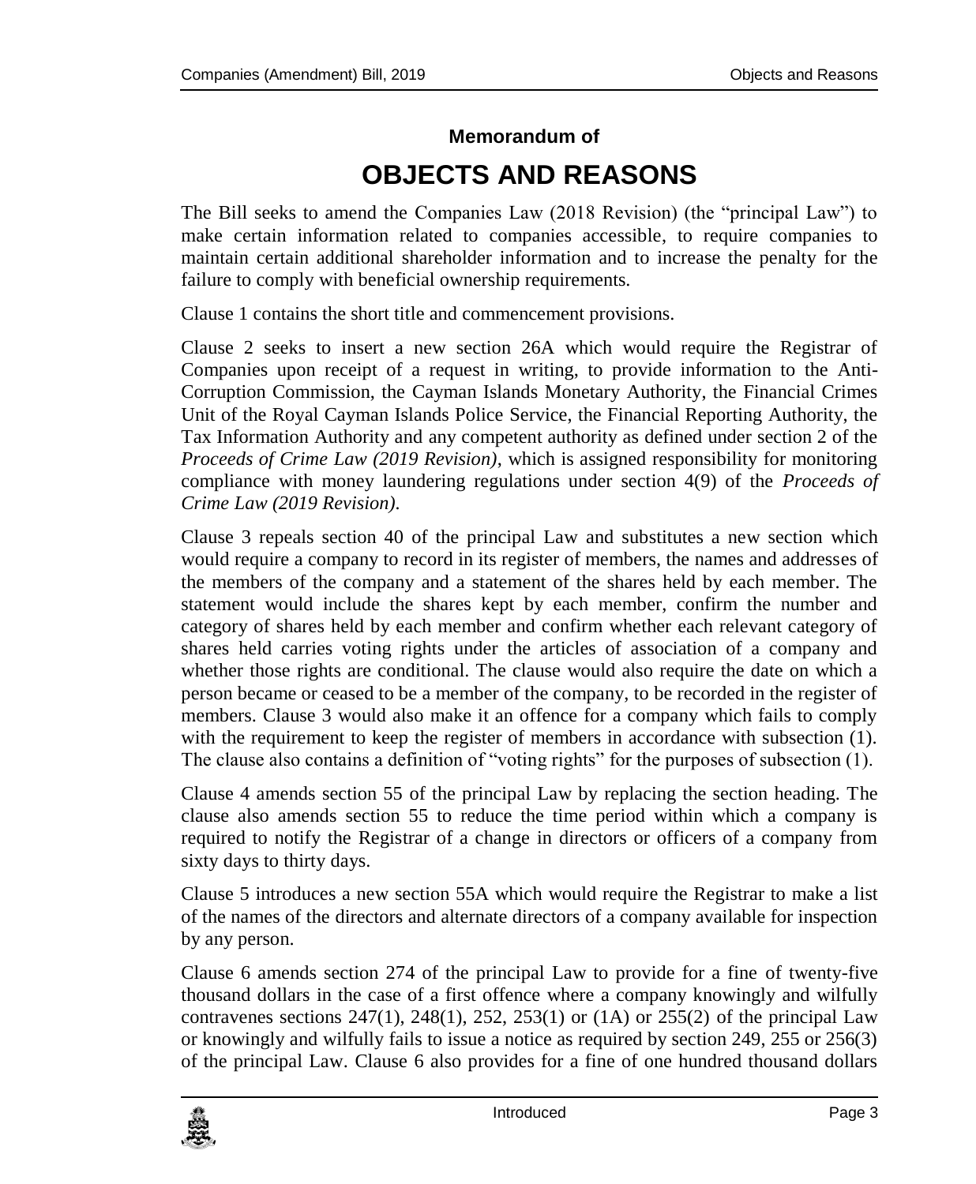#### Memorandum of

# OBJECTS AND REASONS

The Bill seeks to amend the Companies Law (2018 Revision) (the "principal Law") to make certain information related to companies accessible, to require companies to maintain certain additional shareholder information and to increase the penalty for the failure to comply with beneficial ownership requirements.

Clause 1 contains the short title and commencement provisions.

Clause 2 seeks to insert a new section 26A which would require the Registrar of Companies upon receipt of a request in writing, to provide information to the Anti-Corruption Commission, the Cayman Islands Monetary Authority, the Financial Crimes Unit of the Royal Cayman Islands Police Service, the Financial Reporting Authority, the Tax Information Authority and any competent authority as defined under section 2 of the *Proceeds of Crime Law (2019 Revision)*, which is assigned responsibility for monitoring compliance with money laundering regulations under section 4(9) of the *Proceeds of Crime Law (2019 Revision)*.

Clause 3 repeals section 40 of the principal Law and substitutes a new section which would require a company to record in its register of members, the names and addresses of the members of the company and a statement of the shares held by each member. The statement would include the shares kept by each member, confirm the number and category of shares held by each member and confirm whether each relevant category of shares held carries voting rights under the articles of association of a company and whether those rights are conditional. The clause would also require the date on which a person became or ceased to be a member of the company, to be recorded in the register of members. Clause 3 would also make it an offence for a company which fails to comply with the requirement to keep the register of members in accordance with subsection (1). The clause also contains a definition of "voting rights" for the purposes of subsection (1).

Clause 4 amends section 55 of the principal Law by replacing the section heading. The clause also amends section 55 to reduce the time period within which a company is required to notify the Registrar of a change in directors or officers of a company from sixty days to thirty days.

Clause 5 introduces a new section 55A which would require the Registrar to make a list of the names of the directors and alternate directors of a company available for inspection by any person.

Clause 6 amends section 274 of the principal Law to provide for a fine of twenty-five thousand dollars in the case of a first offence where a company knowingly and wilfully contravenes sections 247(1), 248(1), 252, 253(1) or (1A) or 255(2) of the principal Law or knowingly and wilfully fails to issue a notice as required by section 249, 255 or 256(3) of the principal Law. Clause 6 also provides for a fine of one hundred thousand dollars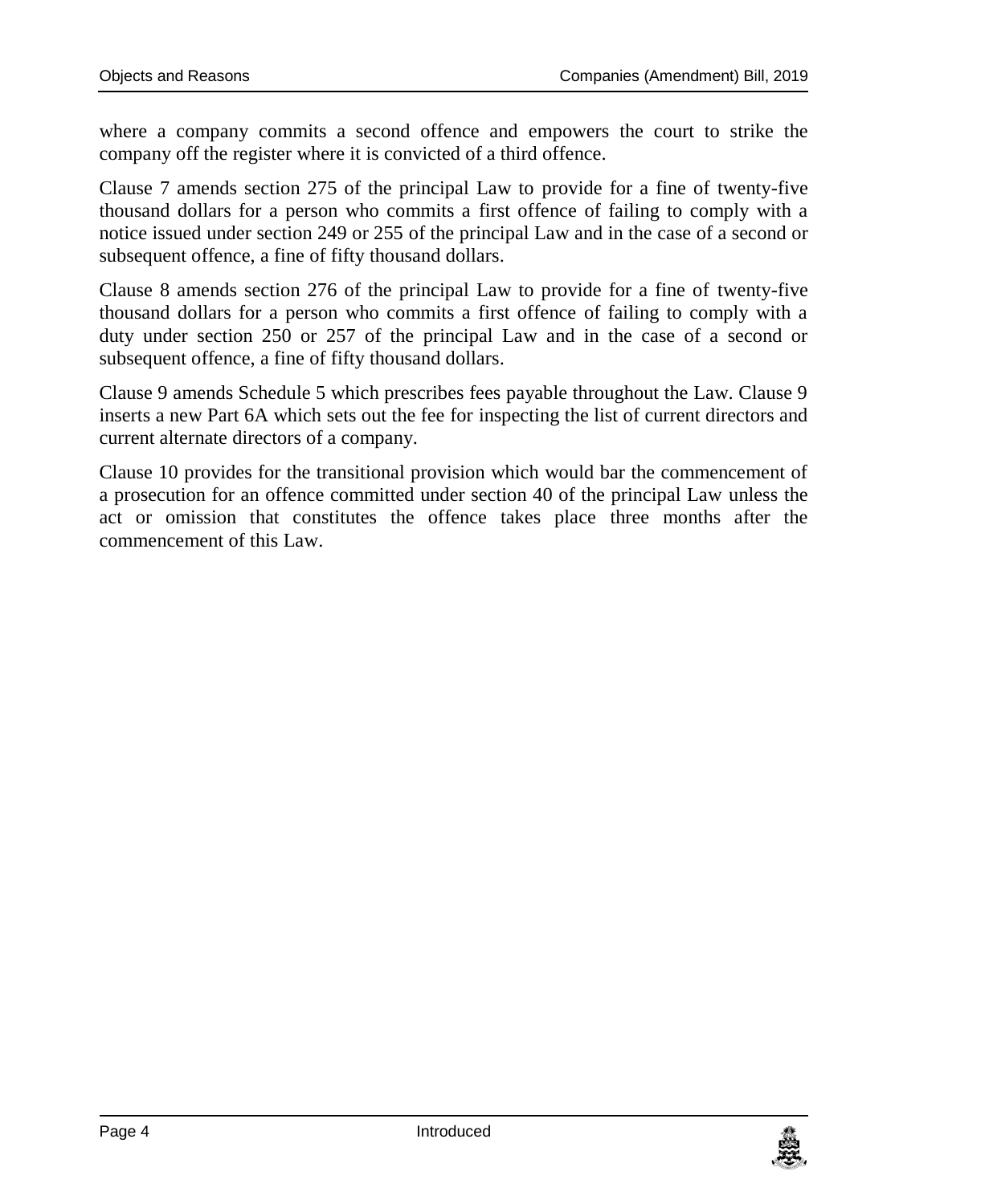where a company commits a second offence and empowers the court to strike the company off the register where it is convicted of a third offence.

Clause 7 amends section 275 of the principal Law to provide for a fine of twenty-five thousand dollars for a person who commits a first offence of failing to comply with a notice issued under section 249 or 255 of the principal Law and in the case of a second or subsequent offence, a fine of fifty thousand dollars.

Clause 8 amends section 276 of the principal Law to provide for a fine of twenty-five thousand dollars for a person who commits a first offence of failing to comply with a duty under section 250 or 257 of the principal Law and in the case of a second or subsequent offence, a fine of fifty thousand dollars.

Clause 9 amends Schedule 5 which prescribes fees payable throughout the Law. Clause 9 inserts a new Part 6A which sets out the fee for inspecting the list of current directors and current alternate directors of a company.

Clause 10 provides for the transitional provision which would bar the commencement of a prosecution for an offence committed under section 40 of the principal Law unless the act or omission that constitutes the offence takes place three months after the commencement of this Law.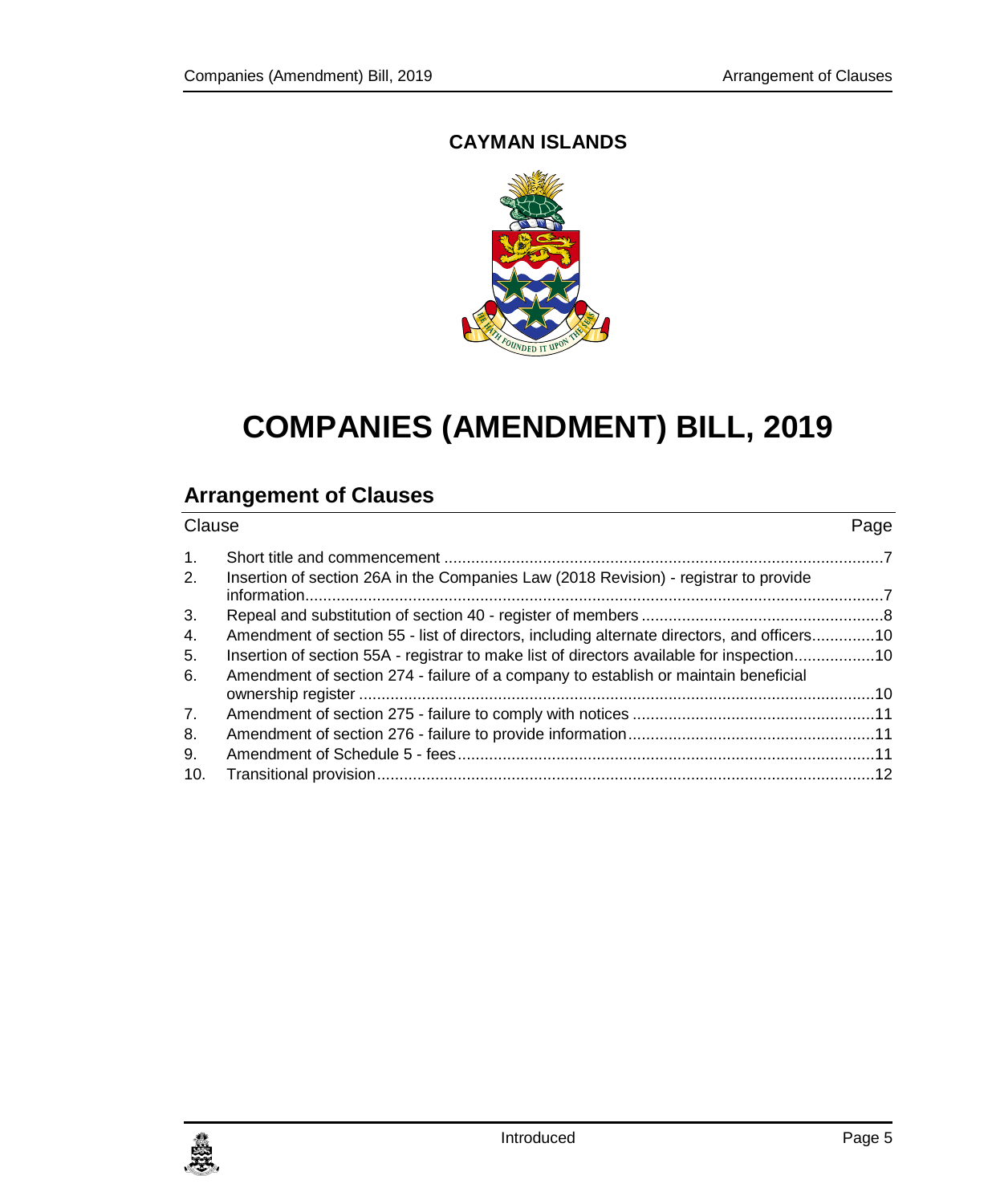**CAYMAN ISLANDS**

# COMPANIES (AMENDMENT) BILL, 2019

## Arrangement of Clauses

| Clause | | Page |
|---|---|---|
| 1. | Short title and commencement | 7 |
| 2. | Insertion of section 26A in the Companies Law (2018 Revision) - registrar to provide information | 7 |
| 3. | Repeal and substitution of section 40 - register of members | 8 |
| 4. | Amendment of section 55 - list of directors, including alternate directors, and officers | 10 |
| 5. | Insertion of section 55A - registrar to make list of directors available for inspection | 10 |
| 6. | Amendment of section 274 - failure of a company to establish or maintain beneficial ownership register | 10 |
| 7. | Amendment of section 275 - failure to comply with notices | 11 |
| 8. | Amendment of section 276 - failure to provide information | 11 |
| 9. | Amendment of Schedule 5 - fees | 11 |
| 10. | Transitional provision | 12 |

Introduced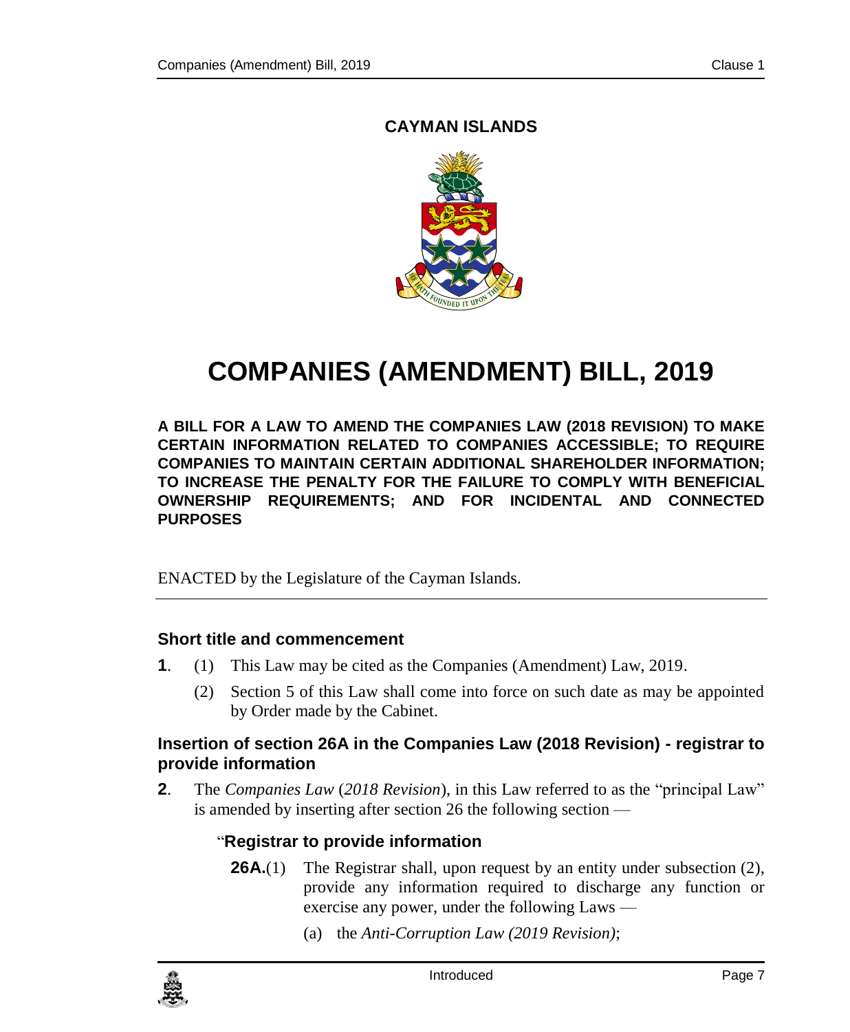**CAYMAN ISLANDS**

# COMPANIES (AMENDMENT) BILL, 2019

**A BILL FOR A LAW TO AMEND THE COMPANIES LAW (2018 REVISION) TO MAKE CERTAIN INFORMATION RELATED TO COMPANIES ACCESSIBLE; TO REQUIRE COMPANIES TO MAINTAIN CERTAIN ADDITIONAL SHAREHOLDER INFORMATION; TO INCREASE THE PENALTY FOR THE FAILURE TO COMPLY WITH BENEFICIAL OWNERSHIP REQUIREMENTS; AND FOR INCIDENTAL AND CONNECTED PURPOSES**

ENACTED by the Legislature of the Cayman Islands.

### Short title and commencement

**1**. (1) This Law may be cited as the Companies (Amendment) Law, 2019.

(2) Section 5 of this Law shall come into force on such date as may be appointed by Order made by the Cabinet.

### Insertion of section 26A in the Companies Law (2018 Revision) - registrar to provide information

**2**. The *Companies Law* (*2018 Revision*), in this Law referred to as the "principal Law" is amended by inserting after section 26 the following section —

"**Registrar to provide information**

**26A.**(1) The Registrar shall, upon request by an entity under subsection (2), provide any information required to discharge any function or exercise any power, under the following Laws —

(a) the *Anti-Corruption Law (2019 Revision)*;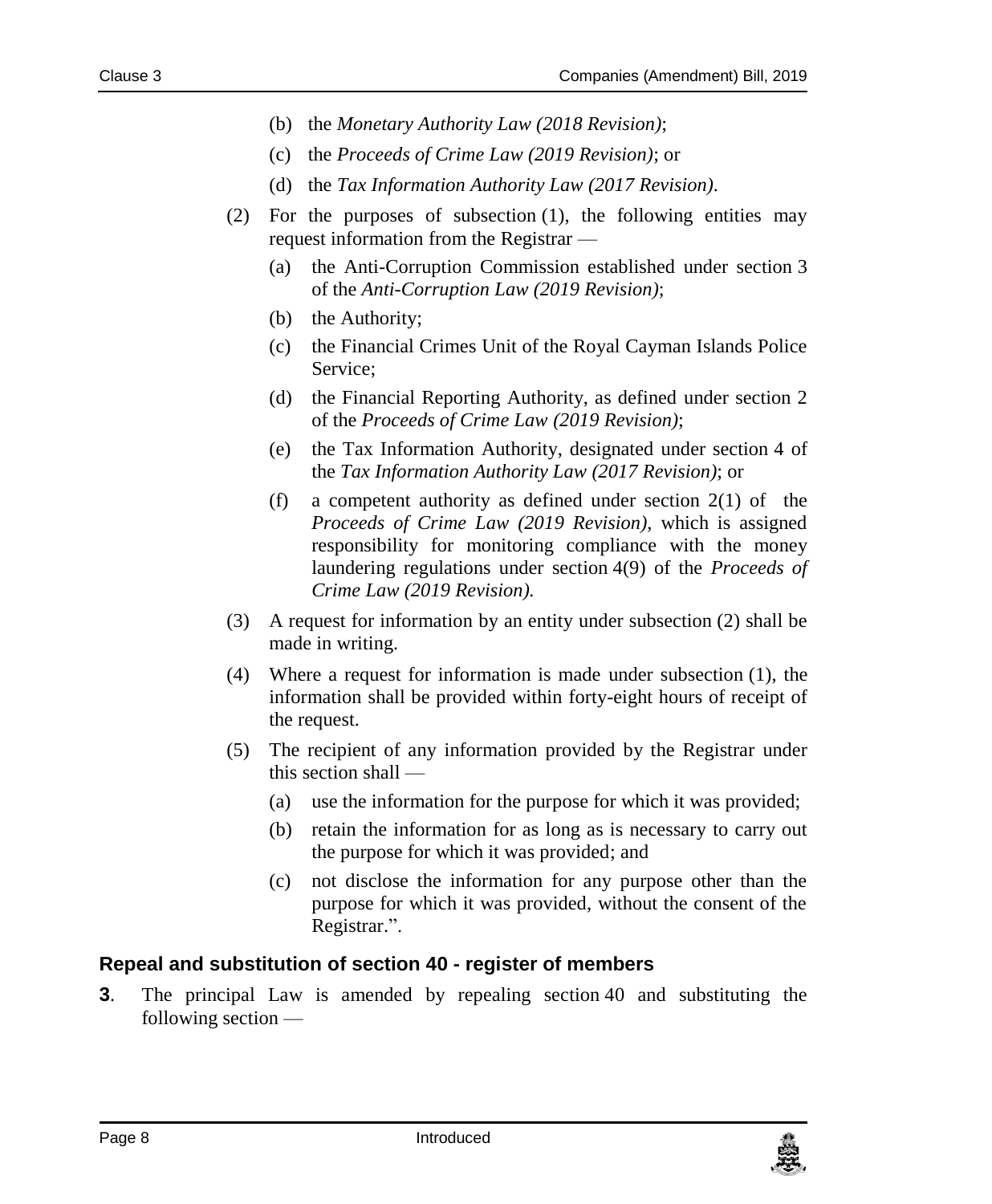(b) the *Monetary Authority Law (2018 Revision)*;

(c) the *Proceeds of Crime Law (2019 Revision)*; or

(d) the *Tax Information Authority Law (2017 Revision)*.

(2) For the purposes of subsection (1), the following entities may request information from the Registrar —

(a) the Anti-Corruption Commission established under section 3 of the *Anti-Corruption Law (2019 Revision)*;

(b) the Authority;

(c) the Financial Crimes Unit of the Royal Cayman Islands Police Service;

(d) the Financial Reporting Authority, as defined under section 2 of the *Proceeds of Crime Law (2019 Revision)*;

(e) the Tax Information Authority, designated under section 4 of the *Tax Information Authority Law (2017 Revision)*; or

(f) a competent authority as defined under section 2(1) of the *Proceeds of Crime Law (2019 Revision)*, which is assigned responsibility for monitoring compliance with the money laundering regulations under section 4(9) of the *Proceeds of Crime Law (2019 Revision).*

(3) A request for information by an entity under subsection (2) shall be made in writing.

(4) Where a request for information is made under subsection (1), the information shall be provided within forty-eight hours of receipt of the request.

(5) The recipient of any information provided by the Registrar under this section shall —

(a) use the information for the purpose for which it was provided;

(b) retain the information for as long as is necessary to carry out the purpose for which it was provided; and

(c) not disclose the information for any purpose other than the purpose for which it was provided, without the consent of the Registrar.".

### Repeal and substitution of section 40 - register of members

**3**. The principal Law is amended by repealing section 40 and substituting the following section —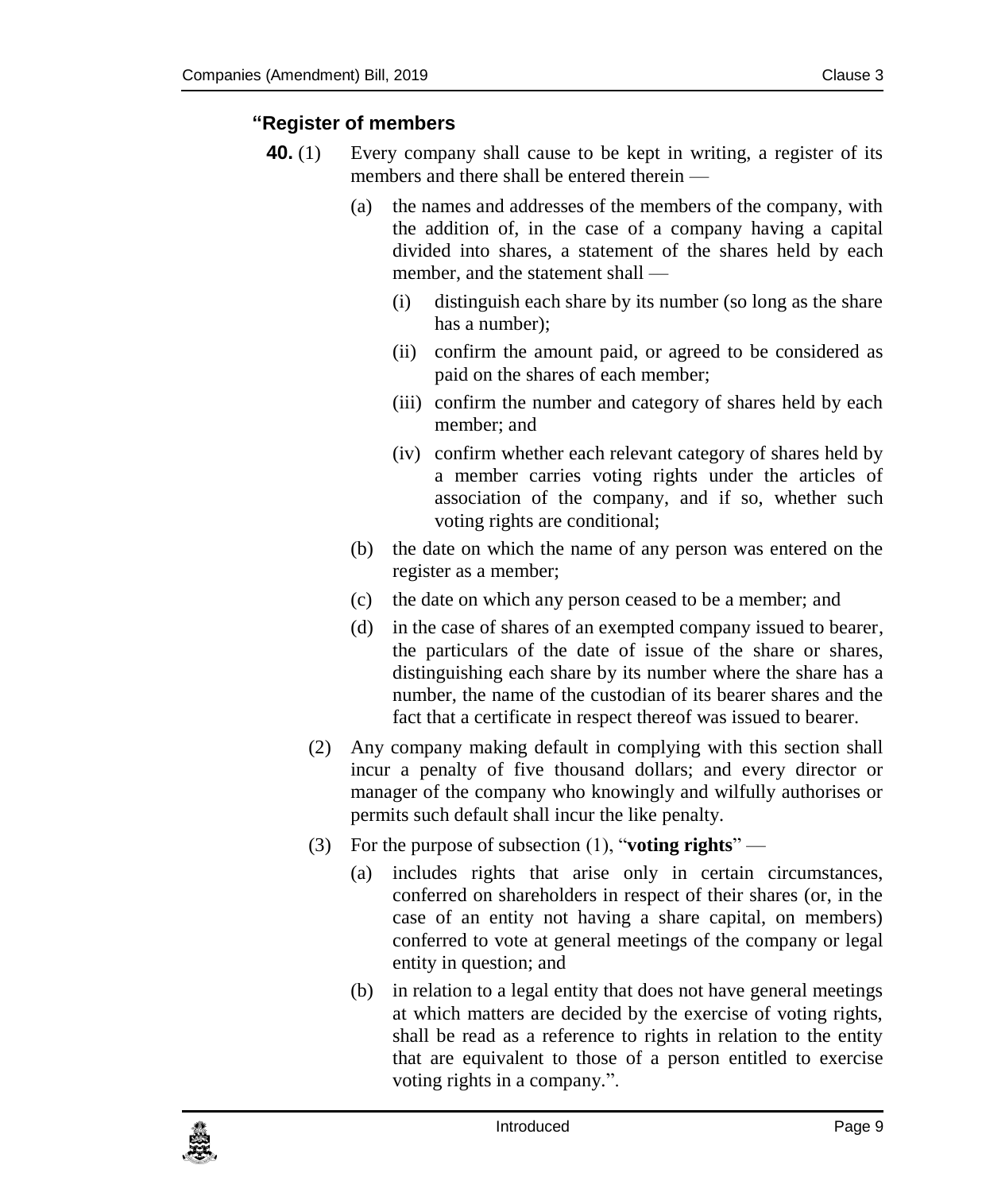### “Register of members

**40.** (1) Every company shall cause to be kept in writing, a register of its members and there shall be entered therein —

(a) the names and addresses of the members of the company, with the addition of, in the case of a company having a capital divided into shares, a statement of the shares held by each member, and the statement shall —

(i) distinguish each share by its number (so long as the share has a number);

(ii) confirm the amount paid, or agreed to be considered as paid on the shares of each member;

(iii) confirm the number and category of shares held by each member; and

(iv) confirm whether each relevant category of shares held by a member carries voting rights under the articles of association of the company, and if so, whether such voting rights are conditional;

(b) the date on which the name of any person was entered on the register as a member;

(c) the date on which any person ceased to be a member; and

(d) in the case of shares of an exempted company issued to bearer, the particulars of the date of issue of the share or shares, distinguishing each share by its number where the share has a number, the name of the custodian of its bearer shares and the fact that a certificate in respect thereof was issued to bearer.

(2) Any company making default in complying with this section shall incur a penalty of five thousand dollars; and every director or manager of the company who knowingly and wilfully authorises or permits such default shall incur the like penalty.

(3) For the purpose of subsection (1), “**voting rights**” —

(a) includes rights that arise only in certain circumstances, conferred on shareholders in respect of their shares (or, in the case of an entity not having a share capital, on members) conferred to vote at general meetings of the company or legal entity in question; and

(b) in relation to a legal entity that does not have general meetings at which matters are decided by the exercise of voting rights, shall be read as a reference to rights in relation to the entity that are equivalent to those of a person entitled to exercise voting rights in a company.”.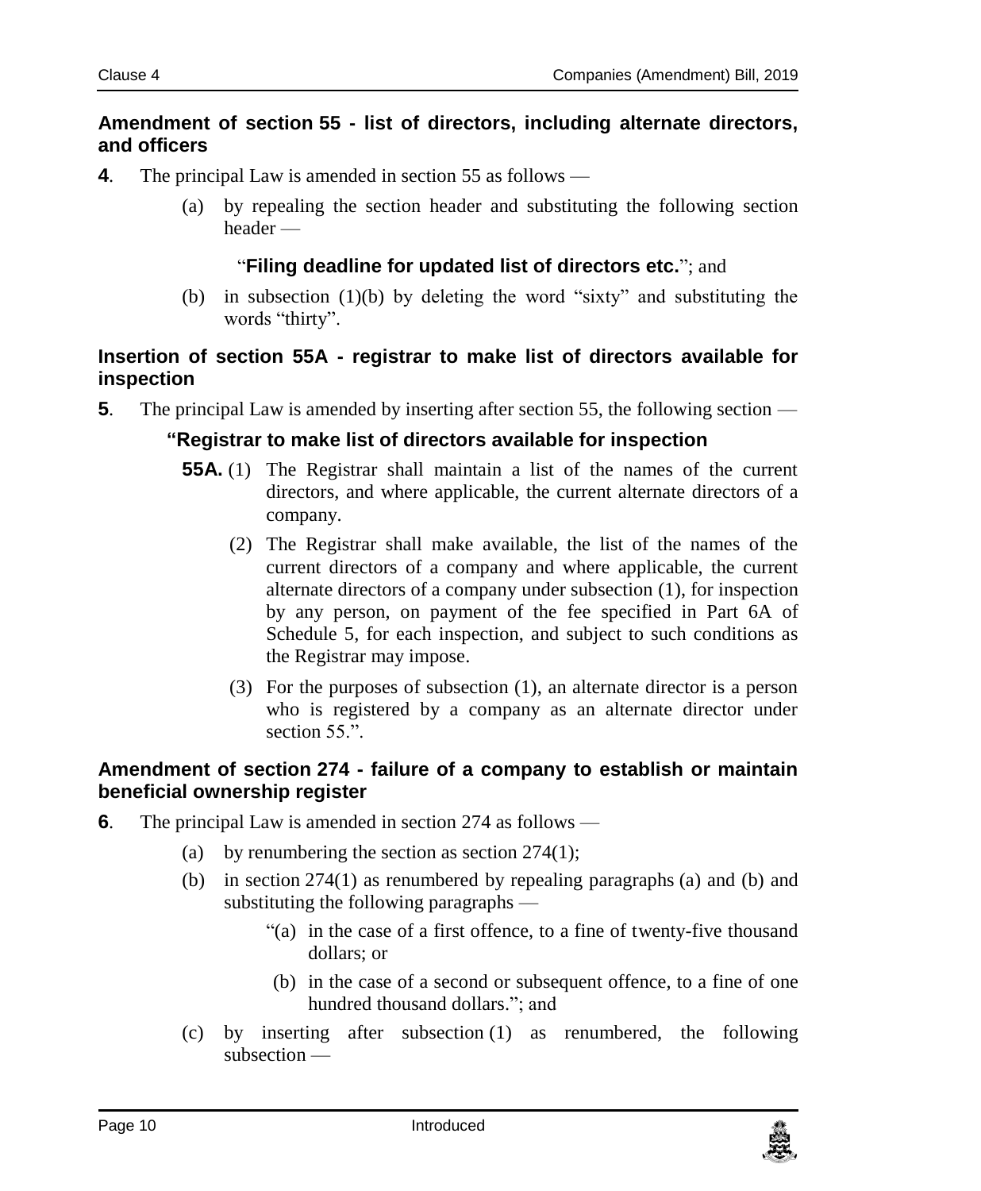**Amendment of section 55 - list of directors, including alternate directors, and officers**

**4**. The principal Law is amended in section 55 as follows —

(a) by repealing the section header and substituting the following section header —

"**Filing deadline for updated list of directors etc.**"; and

(b) in subsection (1)(b) by deleting the word "sixty" and substituting the words "thirty".

**Insertion of section 55A - registrar to make list of directors available for inspection**

**5**. The principal Law is amended by inserting after section 55, the following section —

**"Registrar to make list of directors available for inspection**

**55A.** (1) The Registrar shall maintain a list of the names of the current directors, and where applicable, the current alternate directors of a company.

(2) The Registrar shall make available, the list of the names of the current directors of a company and where applicable, the current alternate directors of a company under subsection (1), for inspection by any person, on payment of the fee specified in Part 6A of Schedule 5, for each inspection, and subject to such conditions as the Registrar may impose.

(3) For the purposes of subsection (1), an alternate director is a person who is registered by a company as an alternate director under section 55.".

**Amendment of section 274 - failure of a company to establish or maintain beneficial ownership register**

**6**. The principal Law is amended in section 274 as follows —

(a) by renumbering the section as section 274(1);

(b) in section 274(1) as renumbered by repealing paragraphs (a) and (b) and substituting the following paragraphs —

"(a) in the case of a first offence, to a fine of twenty-five thousand dollars; or

(b) in the case of a second or subsequent offence, to a fine of one hundred thousand dollars."; and

(c) by inserting after subsection (1) as renumbered, the following subsection —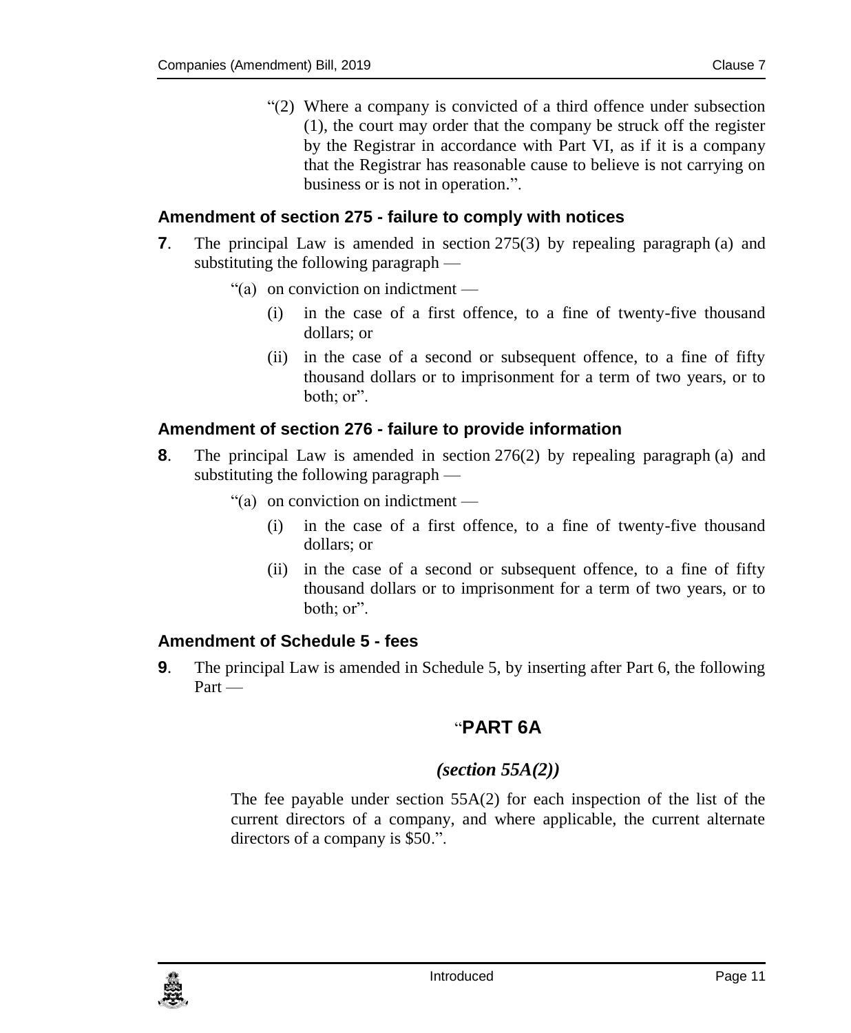"(2) Where a company is convicted of a third offence under subsection (1), the court may order that the company be struck off the register by the Registrar in accordance with Part VI, as if it is a company that the Registrar has reasonable cause to believe is not carrying on business or is not in operation.".

### Amendment of section 275 - failure to comply with notices

**7**. The principal Law is amended in section 275(3) by repealing paragraph (a) and substituting the following paragraph —

"(a) on conviction on indictment —

(i) in the case of a first offence, to a fine of twenty-five thousand dollars; or

(ii) in the case of a second or subsequent offence, to a fine of fifty thousand dollars or to imprisonment for a term of two years, or to both; or".

### Amendment of section 276 - failure to provide information

**8**. The principal Law is amended in section 276(2) by repealing paragraph (a) and substituting the following paragraph —

"(a) on conviction on indictment —

(i) in the case of a first offence, to a fine of twenty-five thousand dollars; or

(ii) in the case of a second or subsequent offence, to a fine of fifty thousand dollars or to imprisonment for a term of two years, or to both; or".

### Amendment of Schedule 5 - fees

**9**. The principal Law is amended in Schedule 5, by inserting after Part 6, the following Part —

## "PART 6A

### *(section 55A(2))*

The fee payable under section 55A(2) for each inspection of the list of the current directors of a company, and where applicable, the current alternate directors of a company is $50.".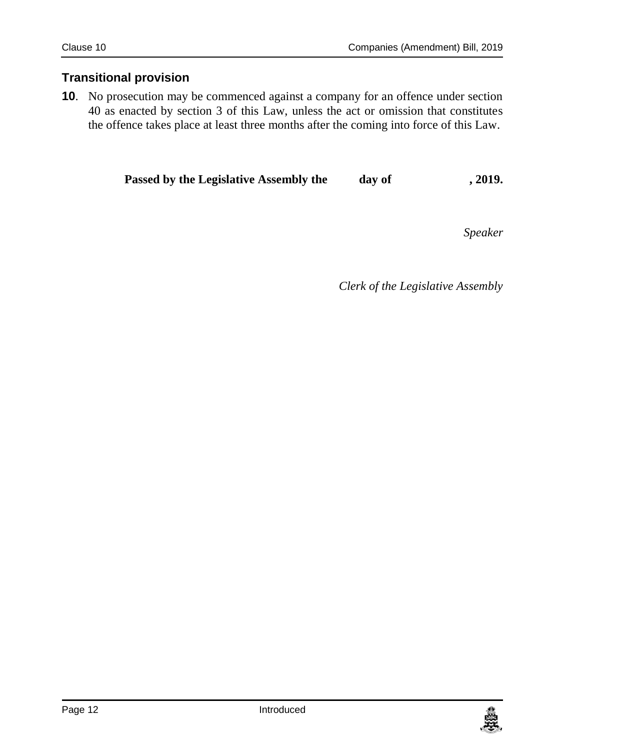## Transitional provision

**10**. No prosecution may be commenced against a company for an offence under section 40 as enacted by section 3 of this Law, unless the act or omission that constitutes the offence takes place at least three months after the coming into force of this Law.

**Passed by the Legislative Assembly the day of , 2019.**

*Speaker*

*Clerk of the Legislative Assembly*